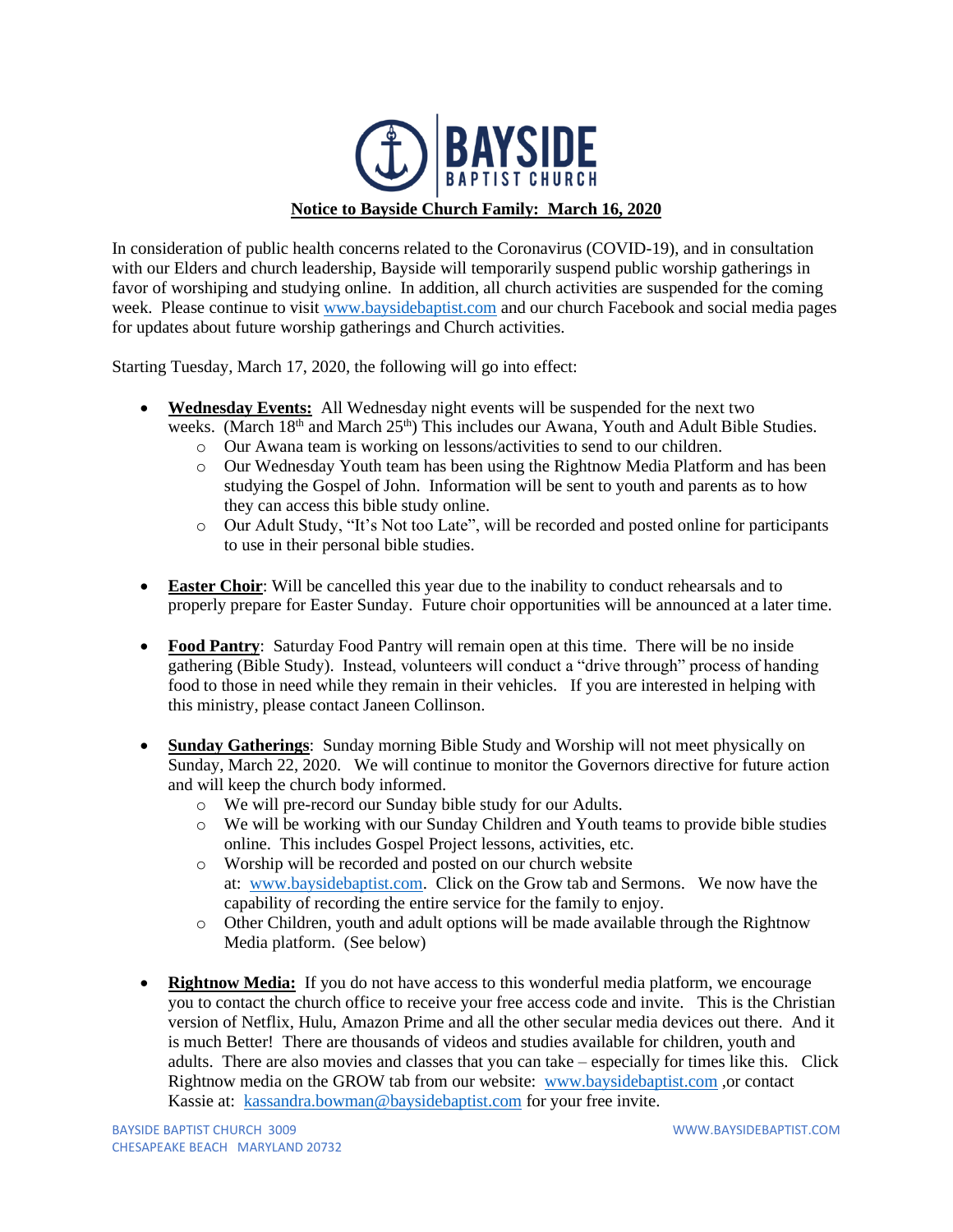BAYSIDE BAPTIST CHURCH

**Notice to Bayside Church Family: March 16, 2020**

In consideration of public health concerns related to the Coronavirus (COVID-19), and in consultation with our Elders and church leadership, Bayside will temporarily suspend public worship gatherings in favor of worshiping and studying online. In addition, all church activities are suspended for the coming week. Please continue to visit www.baysidebaptist.com and our church Facebook and social media pages for updates about future worship gatherings and Church activities.

Starting Tuesday, March 17, 2020, the following will go into effect:

- **Wednesday Events:** All Wednesday night events will be suspended for the next two weeks. (March 18th and March 25th) This includes our Awana, Youth and Adult Bible Studies.
  - Our Awana team is working on lessons/activities to send to our children.
  - Our Wednesday Youth team has been using the Rightnow Media Platform and has been studying the Gospel of John. Information will be sent to youth and parents as to how they can access this bible study online.
  - Our Adult Study, "It's Not too Late", will be recorded and posted online for participants to use in their personal bible studies.

- **Easter Choir**: Will be cancelled this year due to the inability to conduct rehearsals and to properly prepare for Easter Sunday. Future choir opportunities will be announced at a later time.

- **Food Pantry**: Saturday Food Pantry will remain open at this time. There will be no inside gathering (Bible Study). Instead, volunteers will conduct a "drive through" process of handing food to those in need while they remain in their vehicles. If you are interested in helping with this ministry, please contact Janeen Collinson.

- **Sunday Gatherings**: Sunday morning Bible Study and Worship will not meet physically on Sunday, March 22, 2020. We will continue to monitor the Governors directive for future action and will keep the church body informed.
  - We will pre-record our Sunday bible study for our Adults.
  - We will be working with our Sunday Children and Youth teams to provide bible studies online. This includes Gospel Project lessons, activities, etc.
  - Worship will be recorded and posted on our church website at: www.baysidebaptist.com. Click on the Grow tab and Sermons. We now have the capability of recording the entire service for the family to enjoy.
  - Other Children, youth and adult options will be made available through the Rightnow Media platform. (See below)

- **Rightnow Media:** If you do not have access to this wonderful media platform, we encourage you to contact the church office to receive your free access code and invite. This is the Christian version of Netflix, Hulu, Amazon Prime and all the other secular media devices out there. And it is much Better! There are thousands of videos and studies available for children, youth and adults. There are also movies and classes that you can take – especially for times like this. Click Rightnow media on the GROW tab from our website: www.baysidebaptist.com ,or contact Kassie at: kassandra.bowman@baysidebaptist.com for your free invite.

BAYSIDE BAPTIST CHURCH 3009
CHESAPEAKE BEACH MARYLAND 20732

WWW.BAYSIDEBAPTIST.COM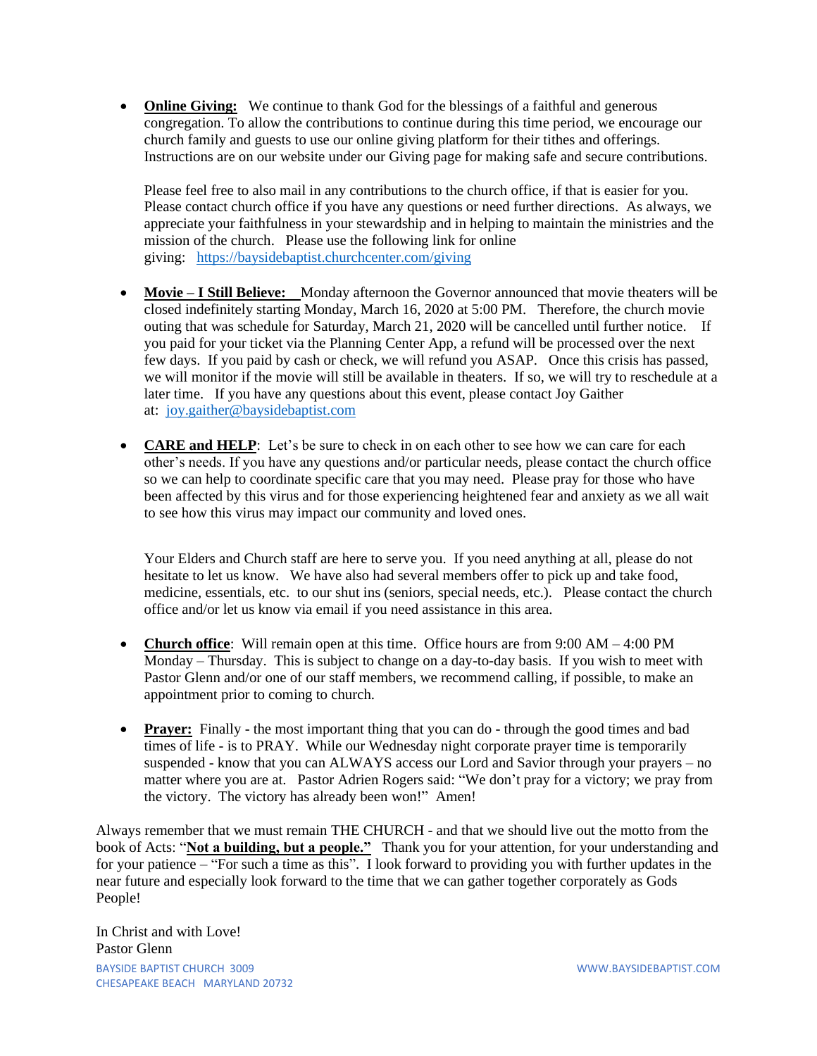- **Online Giving:** We continue to thank God for the blessings of a faithful and generous congregation. To allow the contributions to continue during this time period, we encourage our church family and guests to use our online giving platform for their tithes and offerings. Instructions are on our website under our Giving page for making safe and secure contributions.

  Please feel free to also mail in any contributions to the church office, if that is easier for you. Please contact church office if you have any questions or need further directions. As always, we appreciate your faithfulness in your stewardship and in helping to maintain the ministries and the mission of the church. Please use the following link for online giving: https://baysidebaptist.churchcenter.com/giving

- **Movie – I Still Believe:** Monday afternoon the Governor announced that movie theaters will be closed indefinitely starting Monday, March 16, 2020 at 5:00 PM. Therefore, the church movie outing that was schedule for Saturday, March 21, 2020 will be cancelled until further notice. If you paid for your ticket via the Planning Center App, a refund will be processed over the next few days. If you paid by cash or check, we will refund you ASAP. Once this crisis has passed, we will monitor if the movie will still be available in theaters. If so, we will try to reschedule at a later time. If you have any questions about this event, please contact Joy Gaither at: joy.gaither@baysidebaptist.com

- **CARE and HELP**: Let's be sure to check in on each other to see how we can care for each other's needs. If you have any questions and/or particular needs, please contact the church office so we can help to coordinate specific care that you may need. Please pray for those who have been affected by this virus and for those experiencing heightened fear and anxiety as we all wait to see how this virus may impact our community and loved ones.

  Your Elders and Church staff are here to serve you. If you need anything at all, please do not hesitate to let us know. We have also had several members offer to pick up and take food, medicine, essentials, etc. to our shut ins (seniors, special needs, etc.). Please contact the church office and/or let us know via email if you need assistance in this area.

- **Church office**: Will remain open at this time. Office hours are from 9:00 AM – 4:00 PM Monday – Thursday. This is subject to change on a day-to-day basis. If you wish to meet with Pastor Glenn and/or one of our staff members, we recommend calling, if possible, to make an appointment prior to coming to church.

- **Prayer:** Finally - the most important thing that you can do - through the good times and bad times of life - is to PRAY. While our Wednesday night corporate prayer time is temporarily suspended - know that you can ALWAYS access our Lord and Savior through your prayers – no matter where you are at. Pastor Adrien Rogers said: "We don't pray for a victory; we pray from the victory. The victory has already been won!" Amen!

Always remember that we must remain THE CHURCH - and that we should live out the motto from the book of Acts: "**Not a building, but a people.**" Thank you for your attention, for your understanding and for your patience – "For such a time as this". I look forward to providing you with further updates in the near future and especially look forward to the time that we can gather together corporately as Gods People!

In Christ and with Love!
Pastor Glenn

BAYSIDE BAPTIST CHURCH 3009
CHESAPEAKE BEACH MARYLAND 20732

WWW.BAYSIDEBAPTIST.COM